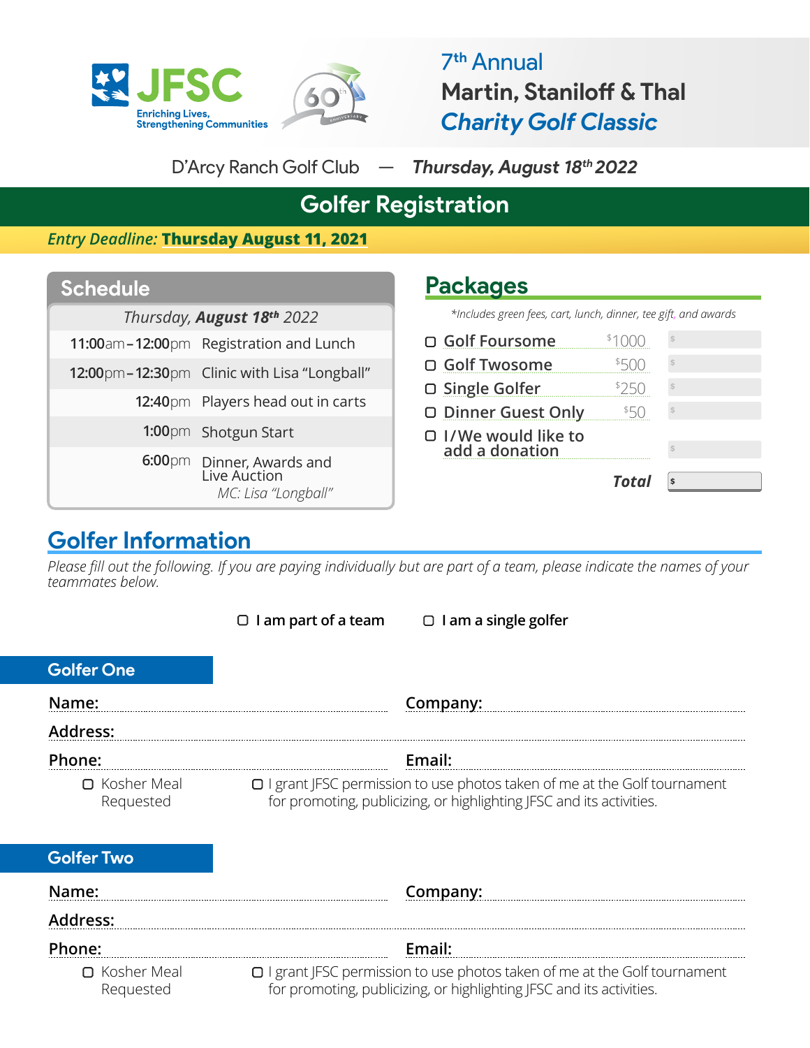JFSC

Enriching Lives, Strengthening Communities

60th Anniversary

# 7th Annual Martin, Staniloff & Thal *Charity Golf Classic*

D'Arcy Ranch Golf Club — ***Thursday, August 18th 2022***

## Golfer Registration

*Entry Deadline:* **Thursday August 11, 2021**

### Schedule

| *Thursday, **August 18th** 2022* | |
|---|---|
| **11:00**am – **12:00**pm | Registration and Lunch |
| **12:00**pm – **12:30**pm | Clinic with Lisa "Longball" |
| **12:40**pm | Players head out in carts |
| **1:00**pm | Shotgun Start |
| **6:00**pm | Dinner, Awards and Live Auction<br>*MC: Lisa "Longball"* |

### Packages

*\*Includes green fees, cart, lunch, dinner, tee gift, and awards*

| Package | Price | Amount |
|---|---|---|
| ☐ Golf Foursome | $1000 | $ |
| ☐ Golf Twosome | $500 | $ |
| ☐ Single Golfer | $250 | $ |
| ☐ Dinner Guest Only | $50 | $ |
| ☐ I/We would like to add a donation | | $ |
| ***Total*** | | $ |

## Golfer Information

*Please fill out the following. If you are paying individually but are part of a team, please indicate the names of your teammates below.*

☐ **I am part of a team** ☐ **I am a single golfer**

### Golfer One

**Name:** ____________________ **Company:** ____________________

**Address:** ____________________

**Phone:** ____________________ **Email:** ____________________

☐ Kosher Meal Requested

☐ I grant JFSC permission to use photos taken of me at the Golf tournament for promoting, publicizing, or highlighting JFSC and its activities.

### Golfer Two

**Name:** ____________________ **Company:** ____________________

**Address:** ____________________

**Phone:** ____________________ **Email:** ____________________

☐ Kosher Meal Requested

☐ I grant JFSC permission to use photos taken of me at the Golf tournament for promoting, publicizing, or highlighting JFSC and its activities.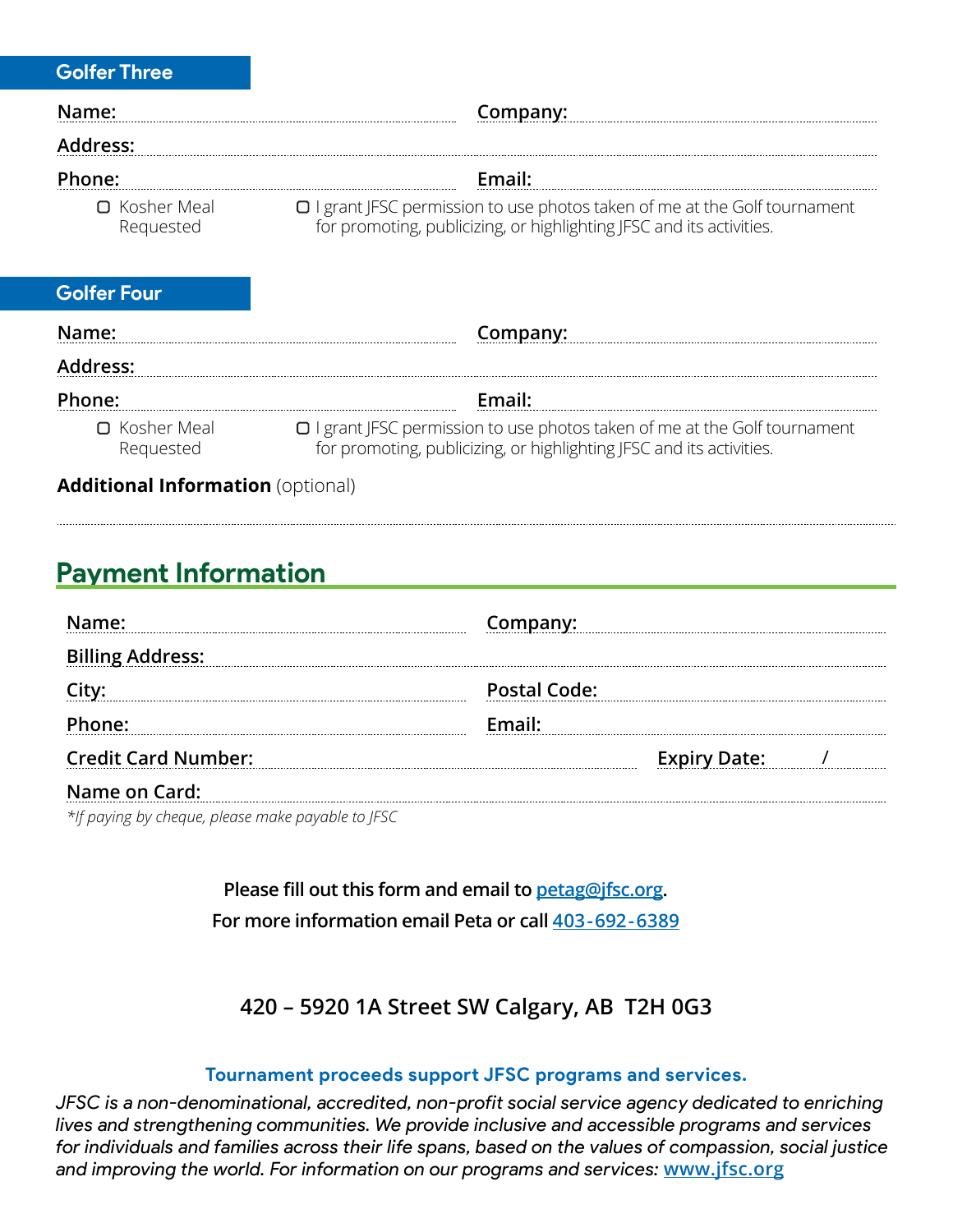## Golfer Three

**Name:** ______________________ **Company:** ______________________

**Address:** ______________________

**Phone:** ______________________ **Email:** ______________________

☐ Kosher Meal Requested

☐ I grant JFSC permission to use photos taken of me at the Golf tournament for promoting, publicizing, or highlighting JFSC and its activities.

## Golfer Four

**Name:** ______________________ **Company:** ______________________

**Address:** ______________________

**Phone:** ______________________ **Email:** ______________________

☐ Kosher Meal Requested

☐ I grant JFSC permission to use photos taken of me at the Golf tournament for promoting, publicizing, or highlighting JFSC and its activities.

**Additional Information** (optional)

______________________

## Payment Information

**Name:** ______________________ **Company:** ______________________

**Billing Address:** ______________________

**City:** ______________________ **Postal Code:** ______________________

**Phone:** ______________________ **Email:** ______________________

**Credit Card Number:** ______________________ **Expiry Date:** ____ / ____

**Name on Card:** ______________________

*\*If paying by cheque, please make payable to JFSC*

**Please fill out this form and email to [petag@jfsc.org](mailto:petag@jfsc.org).**

**For more information email Peta or call [403-692-6389](tel:403-692-6389)**

**420 – 5920 1A Street SW Calgary, AB T2H 0G3**

**Tournament proceeds support JFSC programs and services.**

*JFSC is a non-denominational, accredited, non-profit social service agency dedicated to enriching lives and strengthening communities. We provide inclusive and accessible programs and services for individuals and families across their life spans, based on the values of compassion, social justice and improving the world. For information on our programs and services:* [www.jfsc.org](http://www.jfsc.org)